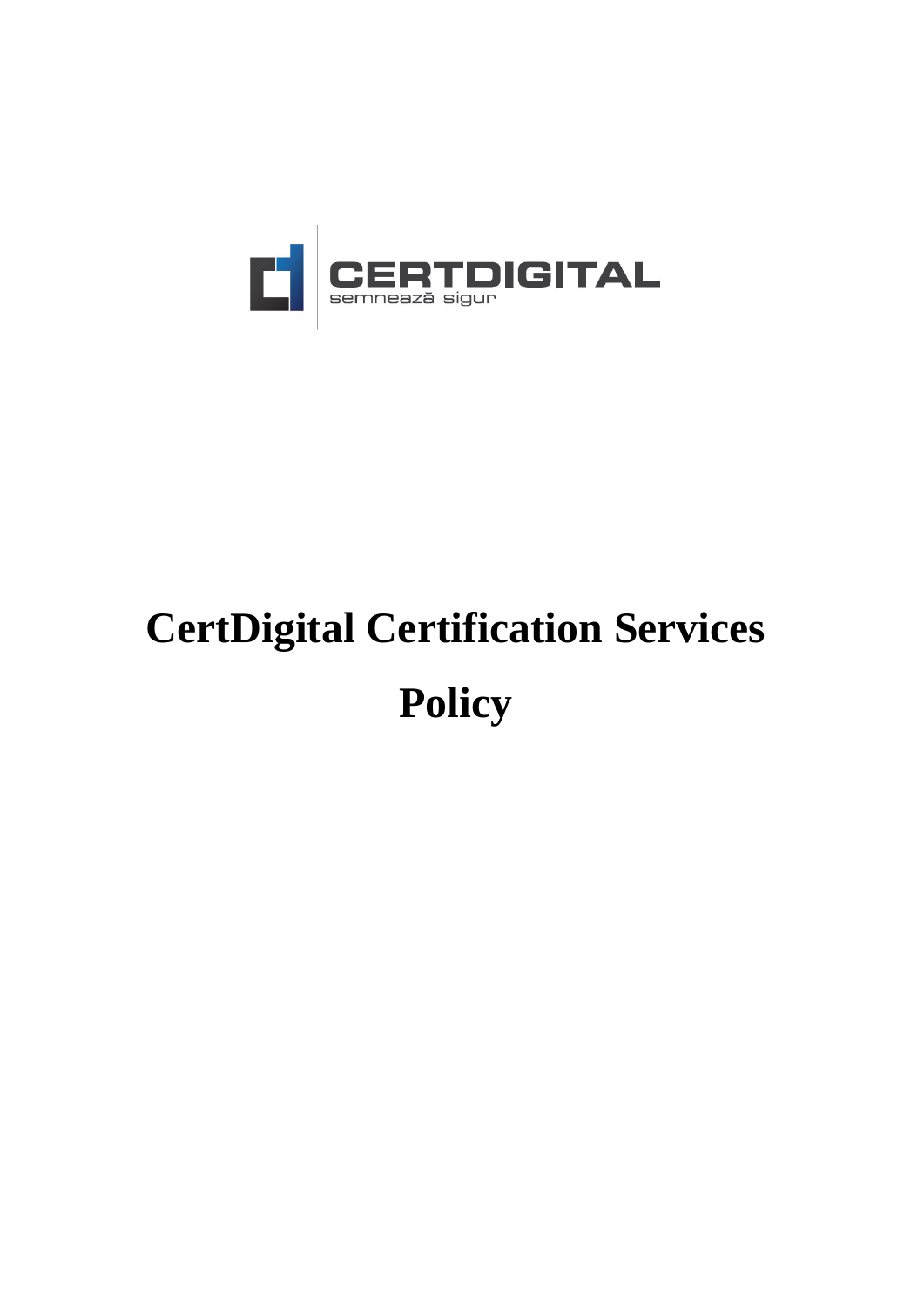CERTDIGITAL

semnează sigur

# CertDigital Certification Services Policy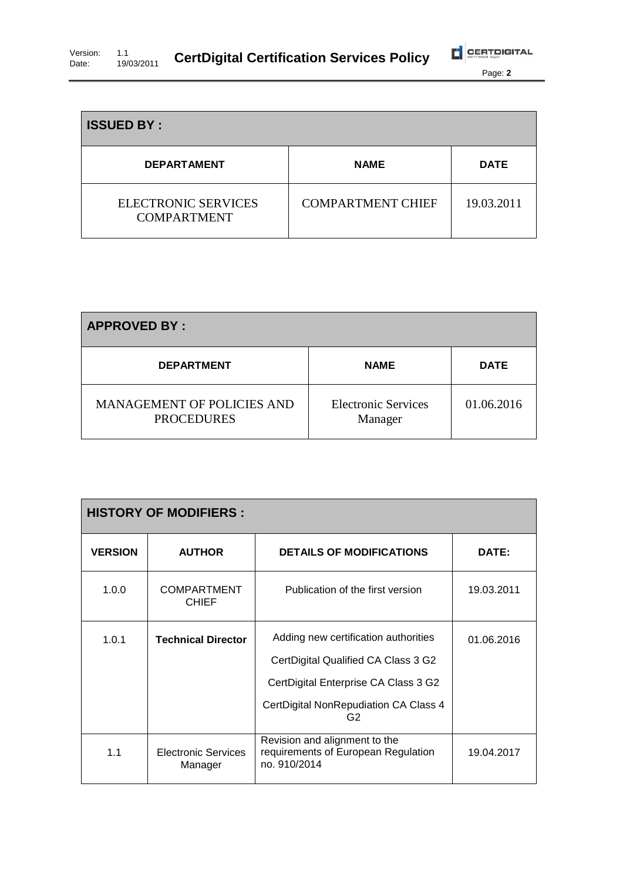| ISSUED BY : | | |
|---|---|---|
| **DEPARTAMENT** | **NAME** | **DATE** |
| ELECTRONIC SERVICES COMPARTMENT | COMPARTMENT CHIEF | 19.03.2011 |

| APPROVED BY : | | |
|---|---|---|
| **DEPARTMENT** | **NAME** | **DATE** |
| MANAGEMENT OF POLICIES AND PROCEDURES | Electronic Services Manager | 01.06.2016 |

| HISTORY OF MODIFIERS : | | | |
|---|---|---|---|
| **VERSION** | **AUTHOR** | **DETAILS OF MODIFICATIONS** | **DATE:** |
| 1.0.0 | COMPARTMENT CHIEF | Publication of the first version | 19.03.2011 |
| 1.0.1 | **Technical Director** | Adding new certification authorities<br>CertDigital Qualified CA Class 3 G2<br>CertDigital Enterprise CA Class 3 G2<br>CertDigital NonRepudiation CA Class 4 G2 | 01.06.2016 |
| 1.1 | Electronic Services Manager | Revision and alignment to the requirements of European Regulation no. 910/2014 | 19.04.2017 |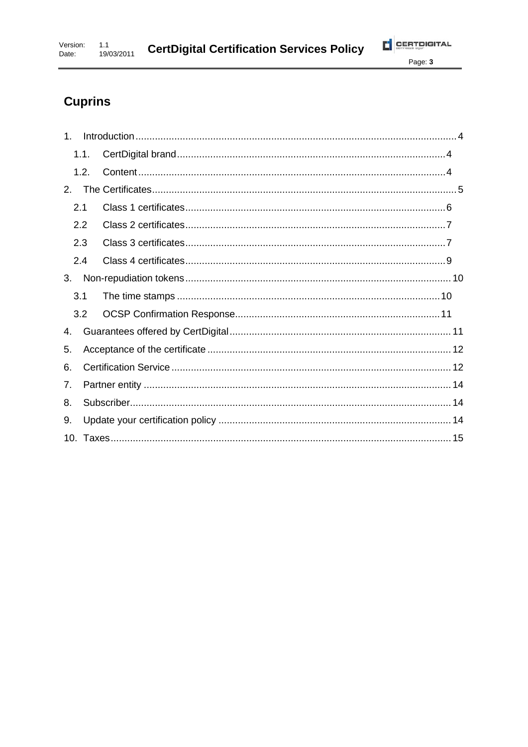# Cuprins

1. Introduction .......... 4
   - 1.1. CertDigital brand .......... 4
   - 1.2. Content .......... 4
2. The Certificates .......... 5
   - 2.1 Class 1 certificates .......... 6
   - 2.2 Class 2 certificates .......... 7
   - 2.3 Class 3 certificates .......... 7
   - 2.4 Class 4 certificates .......... 9
3. Non-repudiation tokens .......... 10
   - 3.1 The time stamps .......... 10
   - 3.2 OCSP Confirmation Response .......... 11
4. Guarantees offered by CertDigital .......... 11
5. Acceptance of the certificate .......... 12
6. Certification Service .......... 12
7. Partner entity .......... 14
8. Subscriber .......... 14
9. Update your certification policy .......... 14
10. Taxes .......... 15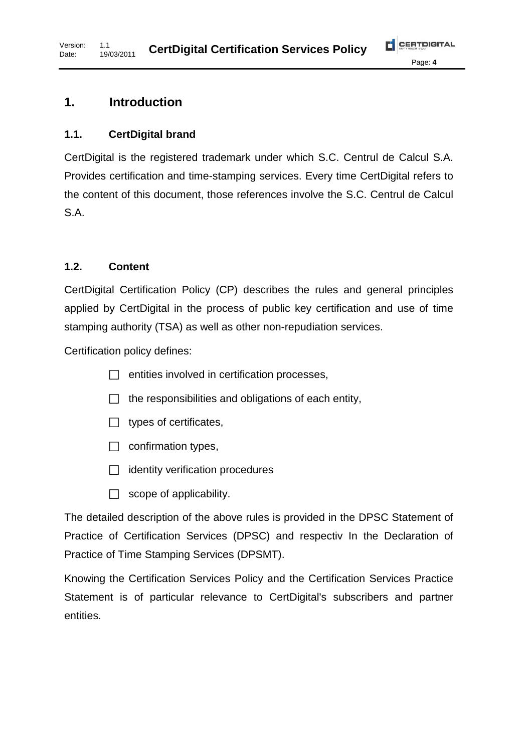# 1. Introduction

## 1.1. CertDigital brand

CertDigital is the registered trademark under which S.C. Centrul de Calcul S.A. Provides certification and time-stamping services. Every time CertDigital refers to the content of this document, those references involve the S.C. Centrul de Calcul S.A.

## 1.2. Content

CertDigital Certification Policy (CP) describes the rules and general principles applied by CertDigital in the process of public key certification and use of time stamping authority (TSA) as well as other non-repudiation services.

Certification policy defines:

- entities involved in certification processes,
- the responsibilities and obligations of each entity,
- types of certificates,
- confirmation types,
- identity verification procedures
- scope of applicability.

The detailed description of the above rules is provided in the DPSC Statement of Practice of Certification Services (DPSC) and respectiv In the Declaration of Practice of Time Stamping Services (DPSMT).

Knowing the Certification Services Policy and the Certification Services Practice Statement is of particular relevance to CertDigital's subscribers and partner entities.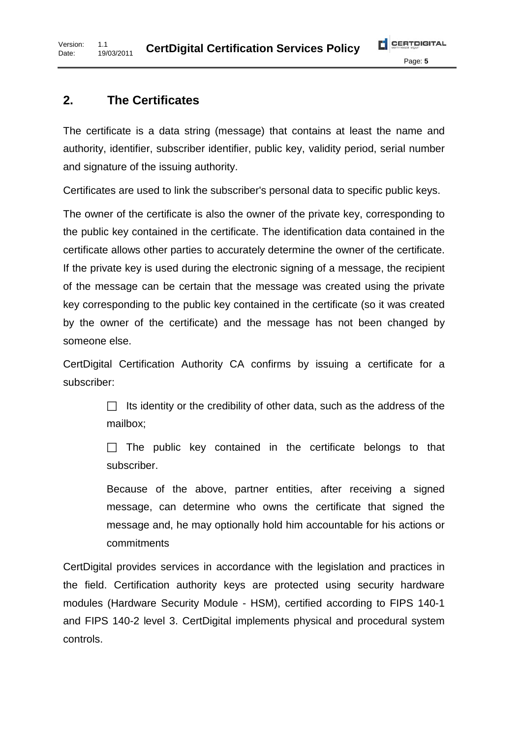## 2. The Certificates

The certificate is a data string (message) that contains at least the name and authority, identifier, subscriber identifier, public key, validity period, serial number and signature of the issuing authority.

Certificates are used to link the subscriber's personal data to specific public keys.

The owner of the certificate is also the owner of the private key, corresponding to the public key contained in the certificate. The identification data contained in the certificate allows other parties to accurately determine the owner of the certificate. If the private key is used during the electronic signing of a message, the recipient of the message can be certain that the message was created using the private key corresponding to the public key contained in the certificate (so it was created by the owner of the certificate) and the message has not been changed by someone else.

CertDigital Certification Authority CA confirms by issuing a certificate for a subscriber:

- Its identity or the credibility of other data, such as the address of the mailbox;
- The public key contained in the certificate belongs to that subscriber.

  Because of the above, partner entities, after receiving a signed message, can determine who owns the certificate that signed the message and, he may optionally hold him accountable for his actions or commitments

CertDigital provides services in accordance with the legislation and practices in the field. Certification authority keys are protected using security hardware modules (Hardware Security Module - HSM), certified according to FIPS 140-1 and FIPS 140-2 level 3. CertDigital implements physical and procedural system controls.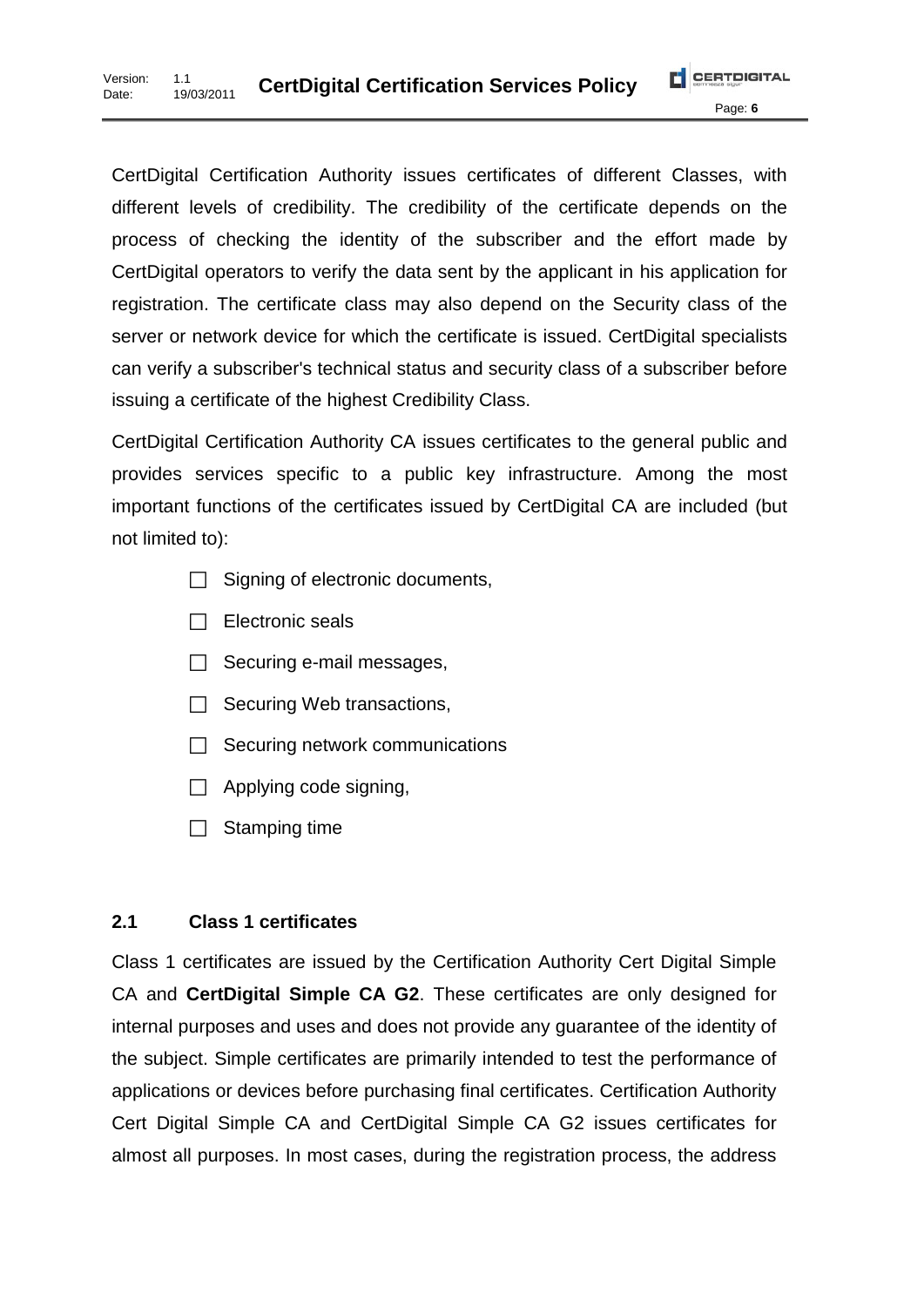CertDigital Certification Authority issues certificates of different Classes, with different levels of credibility. The credibility of the certificate depends on the process of checking the identity of the subscriber and the effort made by CertDigital operators to verify the data sent by the applicant in his application for registration. The certificate class may also depend on the Security class of the server or network device for which the certificate is issued. CertDigital specialists can verify a subscriber's technical status and security class of a subscriber before issuing a certificate of the highest Credibility Class.

CertDigital Certification Authority CA issues certificates to the general public and provides services specific to a public key infrastructure. Among the most important functions of the certificates issued by CertDigital CA are included (but not limited to):

- Signing of electronic documents,
- Electronic seals
- Securing e-mail messages,
- Securing Web transactions,
- Securing network communications
- Applying code signing,
- Stamping time

## 2.1 Class 1 certificates

Class 1 certificates are issued by the Certification Authority Cert Digital Simple CA and **CertDigital Simple CA G2**. These certificates are only designed for internal purposes and uses and does not provide any guarantee of the identity of the subject. Simple certificates are primarily intended to test the performance of applications or devices before purchasing final certificates. Certification Authority Cert Digital Simple CA and CertDigital Simple CA G2 issues certificates for almost all purposes. In most cases, during the registration process, the address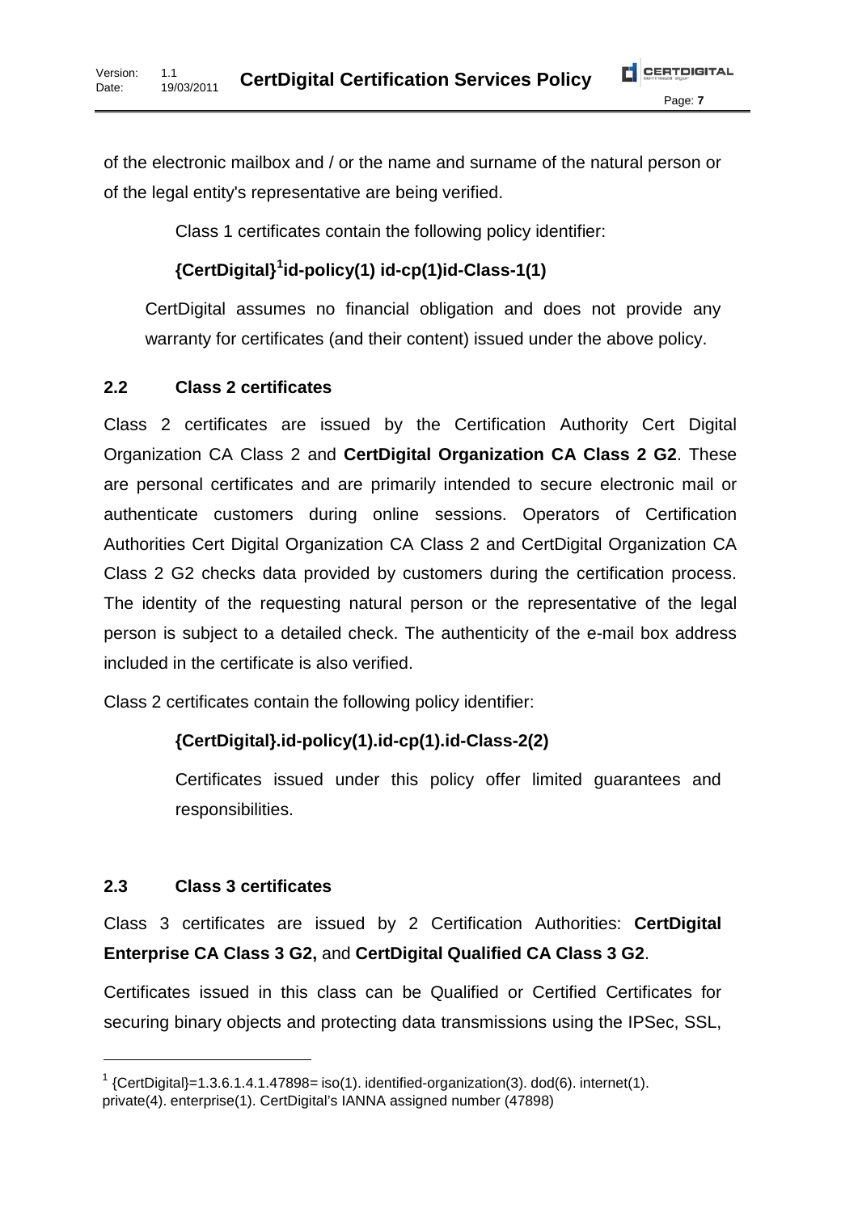of the electronic mailbox and / or the name and surname of the natural person or of the legal entity's representative are being verified.

Class 1 certificates contain the following policy identifier:

**{CertDigital}[1]id-policy(1) id-cp(1)id-Class-1(1)**

CertDigital assumes no financial obligation and does not provide any warranty for certificates (and their content) issued under the above policy.

## 2.2 Class 2 certificates

Class 2 certificates are issued by the Certification Authority Cert Digital Organization CA Class 2 and **CertDigital Organization CA Class 2 G2**. These are personal certificates and are primarily intended to secure electronic mail or authenticate customers during online sessions. Operators of Certification Authorities Cert Digital Organization CA Class 2 and CertDigital Organization CA Class 2 G2 checks data provided by customers during the certification process. The identity of the requesting natural person or the representative of the legal person is subject to a detailed check. The authenticity of the e-mail box address included in the certificate is also verified.

Class 2 certificates contain the following policy identifier:

**{CertDigital}.id-policy(1).id-cp(1).id-Class-2(2)**

Certificates issued under this policy offer limited guarantees and responsibilities.

## 2.3 Class 3 certificates

Class 3 certificates are issued by 2 Certification Authorities: **CertDigital Enterprise CA Class 3 G2,** and **CertDigital Qualified CA Class 3 G2**.

Certificates issued in this class can be Qualified or Certified Certificates for securing binary objects and protecting data transmissions using the IPSec, SSL,

---

[1] {CertDigital}=1.3.6.1.4.1.47898= iso(1). identified-organization(3). dod(6). internet(1). private(4). enterprise(1). CertDigital's IANNA assigned number (47898)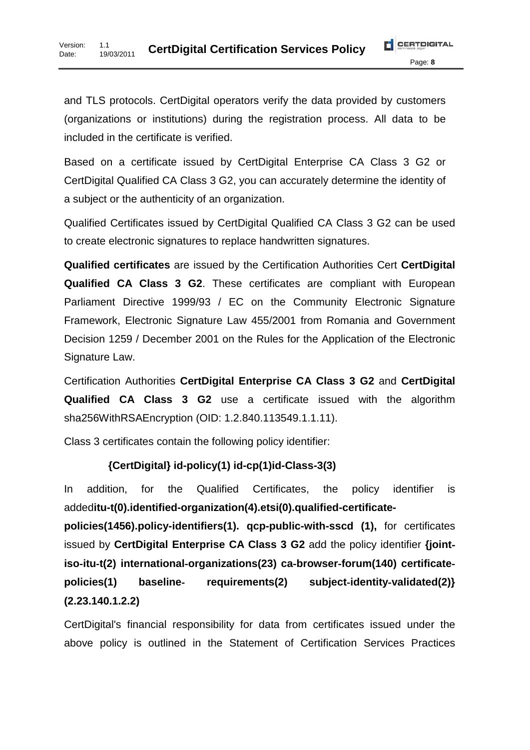and TLS protocols. CertDigital operators verify the data provided by customers (organizations or institutions) during the registration process. All data to be included in the certificate is verified.

Based on a certificate issued by CertDigital Enterprise CA Class 3 G2 or CertDigital Qualified CA Class 3 G2, you can accurately determine the identity of a subject or the authenticity of an organization.

Qualified Certificates issued by CertDigital Qualified CA Class 3 G2 can be used to create electronic signatures to replace handwritten signatures.

**Qualified certificates** are issued by the Certification Authorities Cert **CertDigital Qualified CA Class 3 G2**. These certificates are compliant with European Parliament Directive 1999/93 / EC on the Community Electronic Signature Framework, Electronic Signature Law 455/2001 from Romania and Government Decision 1259 / December 2001 on the Rules for the Application of the Electronic Signature Law.

Certification Authorities **CertDigital Enterprise CA Class 3 G2** and **CertDigital Qualified CA Class 3 G2** use a certificate issued with the algorithm sha256WithRSAEncryption (OID: 1.2.840.113549.1.1.11).

Class 3 certificates contain the following policy identifier:

**{CertDigital} id-policy(1) id-cp(1)id-Class-3(3)**

In addition, for the Qualified Certificates, the policy identifier is added**itu-t(0).identified-organization(4).etsi(0).qualified-certificate-policies(1456).policy-identifiers(1). qcp-public-with-sscd (1),** for certificates issued by **CertDigital Enterprise CA Class 3 G2** add the policy identifier **{joint-iso-itu-t(2) international-organizations(23) ca-browser-forum(140) certificate-policies(1) baseline- requirements(2) subject-identity-validated(2)} (2.23.140.1.2.2)**

CertDigital's financial responsibility for data from certificates issued under the above policy is outlined in the Statement of Certification Services Practices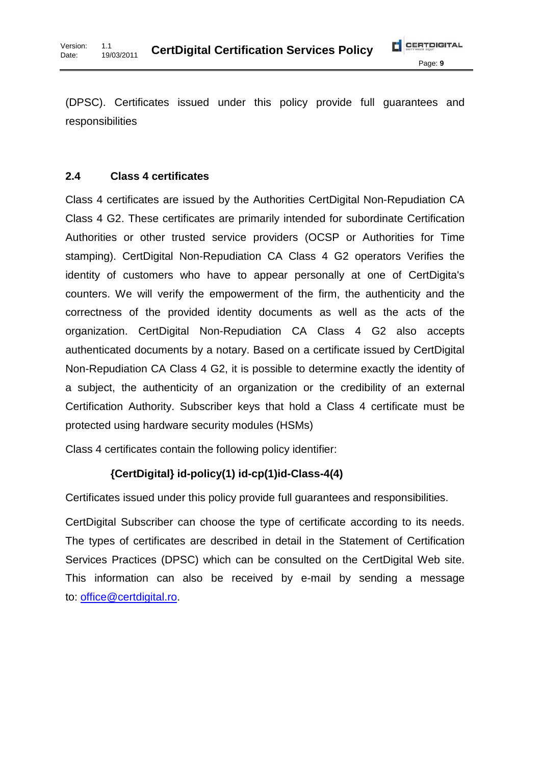(DPSC). Certificates issued under this policy provide full guarantees and responsibilities

### 2.4 Class 4 certificates

Class 4 certificates are issued by the Authorities CertDigital Non-Repudiation CA Class 4 G2. These certificates are primarily intended for subordinate Certification Authorities or other trusted service providers (OCSP or Authorities for Time stamping). CertDigital Non-Repudiation CA Class 4 G2 operators Verifies the identity of customers who have to appear personally at one of CertDigita's counters. We will verify the empowerment of the firm, the authenticity and the correctness of the provided identity documents as well as the acts of the organization. CertDigital Non-Repudiation CA Class 4 G2 also accepts authenticated documents by a notary. Based on a certificate issued by CertDigital Non-Repudiation CA Class 4 G2, it is possible to determine exactly the identity of a subject, the authenticity of an organization or the credibility of an external Certification Authority. Subscriber keys that hold a Class 4 certificate must be protected using hardware security modules (HSMs)

Class 4 certificates contain the following policy identifier:

**{CertDigital} id-policy(1) id-cp(1)id-Class-4(4)**

Certificates issued under this policy provide full guarantees and responsibilities.

CertDigital Subscriber can choose the type of certificate according to its needs. The types of certificates are described in detail in the Statement of Certification Services Practices (DPSC) which can be consulted on the CertDigital Web site. This information can also be received by e-mail by sending a message to: office@certdigital.ro.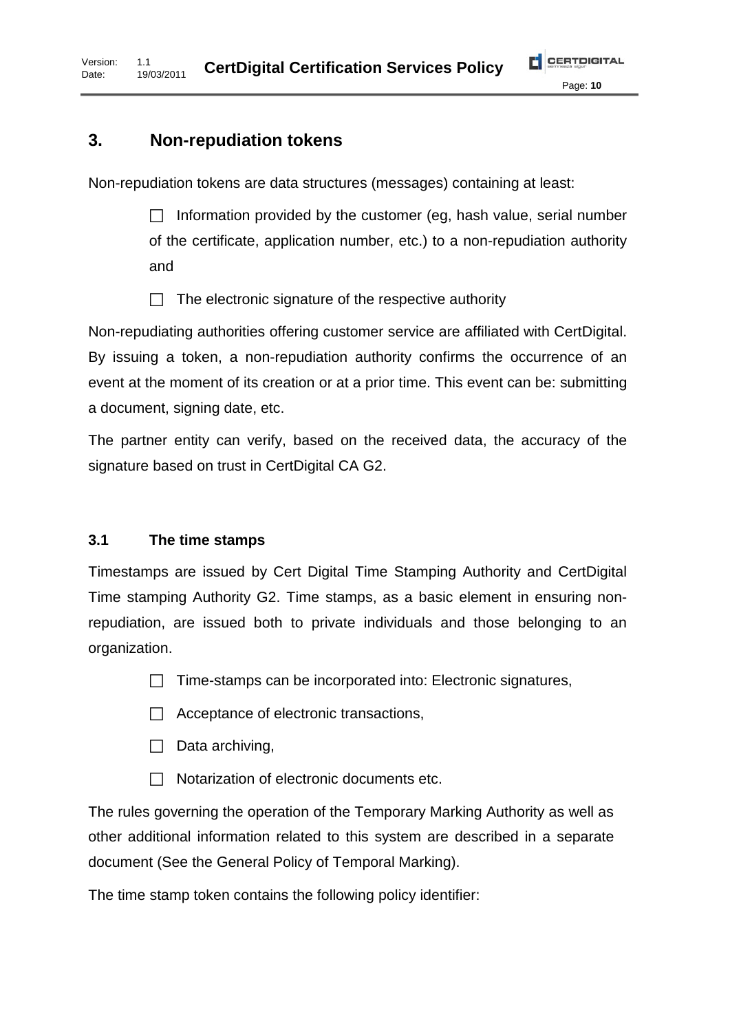## 3. Non-repudiation tokens

Non-repudiation tokens are data structures (messages) containing at least:

- Information provided by the customer (eg, hash value, serial number of the certificate, application number, etc.) to a non-repudiation authority and
- The electronic signature of the respective authority

Non-repudiating authorities offering customer service are affiliated with CertDigital. By issuing a token, a non-repudiation authority confirms the occurrence of an event at the moment of its creation or at a prior time. This event can be: submitting a document, signing date, etc.

The partner entity can verify, based on the received data, the accuracy of the signature based on trust in CertDigital CA G2.

### 3.1 The time stamps

Timestamps are issued by Cert Digital Time Stamping Authority and CertDigital Time stamping Authority G2. Time stamps, as a basic element in ensuring non-repudiation, are issued both to private individuals and those belonging to an organization.

- Time-stamps can be incorporated into: Electronic signatures,
- Acceptance of electronic transactions,
- Data archiving,
- Notarization of electronic documents etc.

The rules governing the operation of the Temporary Marking Authority as well as other additional information related to this system are described in a separate document (See the General Policy of Temporal Marking).

The time stamp token contains the following policy identifier: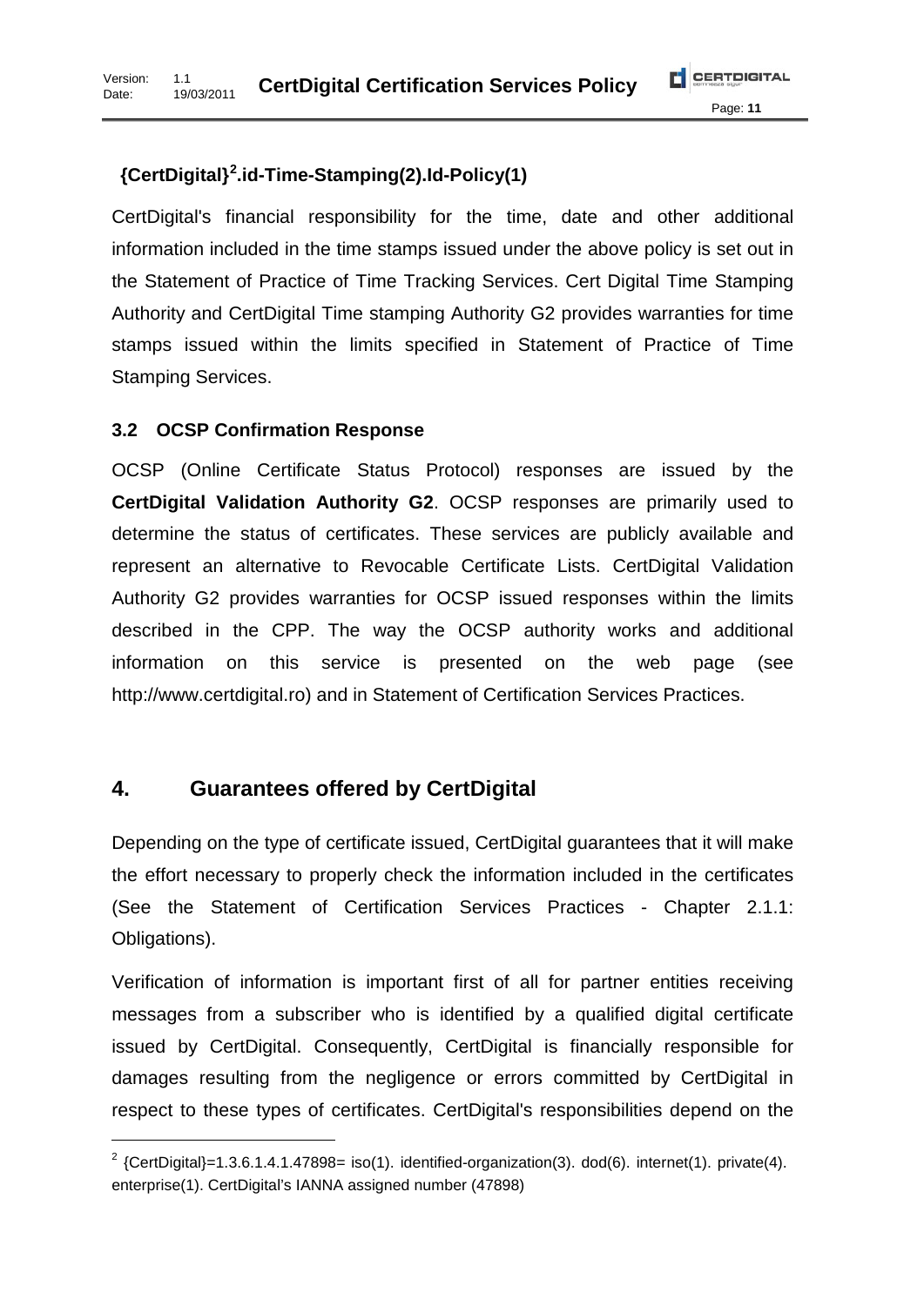**{CertDigital}[2].id-Time-Stamping(2).Id-Policy(1)**

CertDigital's financial responsibility for the time, date and other additional information included in the time stamps issued under the above policy is set out in the Statement of Practice of Time Tracking Services. Cert Digital Time Stamping Authority and CertDigital Time stamping Authority G2 provides warranties for time stamps issued within the limits specified in Statement of Practice of Time Stamping Services.

### 3.2 OCSP Confirmation Response

OCSP (Online Certificate Status Protocol) responses are issued by the **CertDigital Validation Authority G2**. OCSP responses are primarily used to determine the status of certificates. These services are publicly available and represent an alternative to Revocable Certificate Lists. CertDigital Validation Authority G2 provides warranties for OCSP issued responses within the limits described in the CPP. The way the OCSP authority works and additional information on this service is presented on the web page (see http://www.certdigital.ro) and in Statement of Certification Services Practices.

## 4. Guarantees offered by CertDigital

Depending on the type of certificate issued, CertDigital guarantees that it will make the effort necessary to properly check the information included in the certificates (See the Statement of Certification Services Practices - Chapter 2.1.1: Obligations).

Verification of information is important first of all for partner entities receiving messages from a subscriber who is identified by a qualified digital certificate issued by CertDigital. Consequently, CertDigital is financially responsible for damages resulting from the negligence or errors committed by CertDigital in respect to these types of certificates. CertDigital's responsibilities depend on the

---

[2] {CertDigital}=1.3.6.1.4.1.47898= iso(1). identified-organization(3). dod(6). internet(1). private(4). enterprise(1). CertDigital's IANNA assigned number (47898)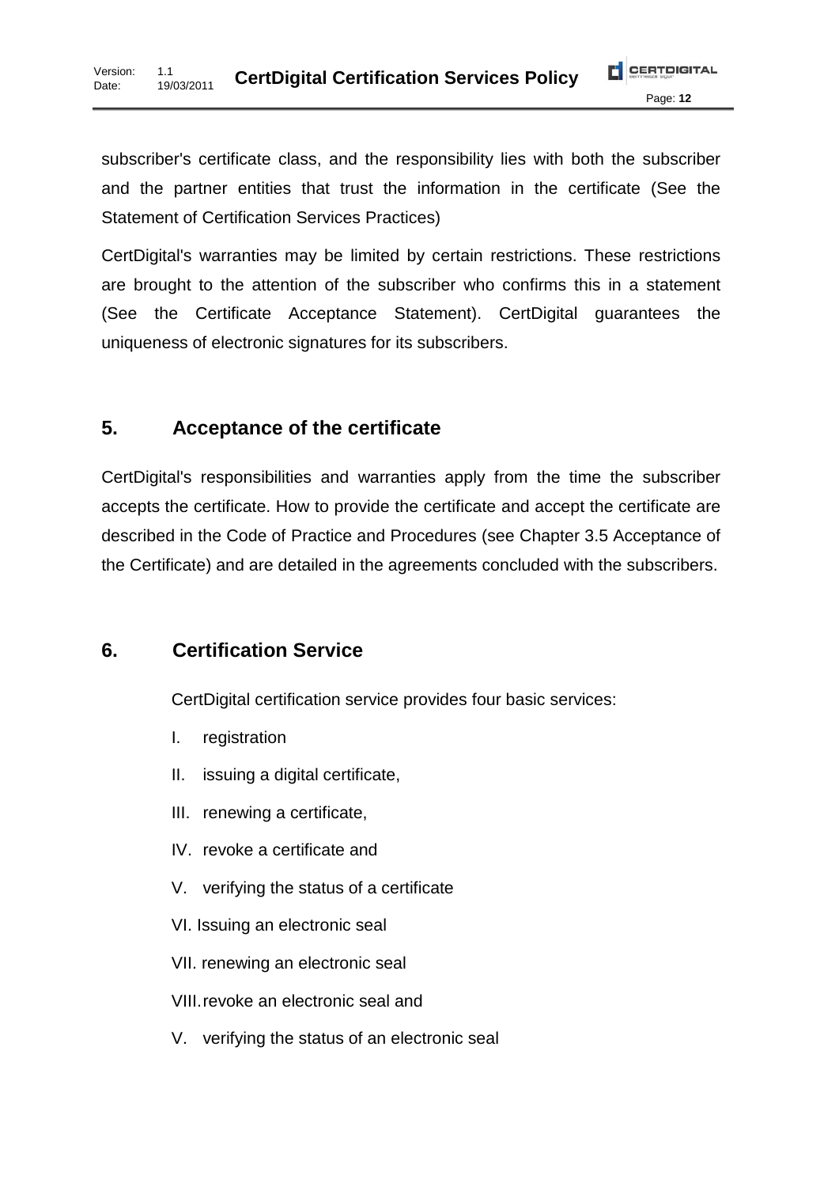subscriber's certificate class, and the responsibility lies with both the subscriber and the partner entities that trust the information in the certificate (See the Statement of Certification Services Practices)

CertDigital's warranties may be limited by certain restrictions. These restrictions are brought to the attention of the subscriber who confirms this in a statement (See the Certificate Acceptance Statement). CertDigital guarantees the uniqueness of electronic signatures for its subscribers.

## 5. Acceptance of the certificate

CertDigital's responsibilities and warranties apply from the time the subscriber accepts the certificate. How to provide the certificate and accept the certificate are described in the Code of Practice and Procedures (see Chapter 3.5 Acceptance of the Certificate) and are detailed in the agreements concluded with the subscribers.

## 6. Certification Service

CertDigital certification service provides four basic services:

I. registration

II. issuing a digital certificate,

III. renewing a certificate,

IV. revoke a certificate and

V. verifying the status of a certificate

VI. Issuing an electronic seal

VII. renewing an electronic seal

VIII. revoke an electronic seal and

V. verifying the status of an electronic seal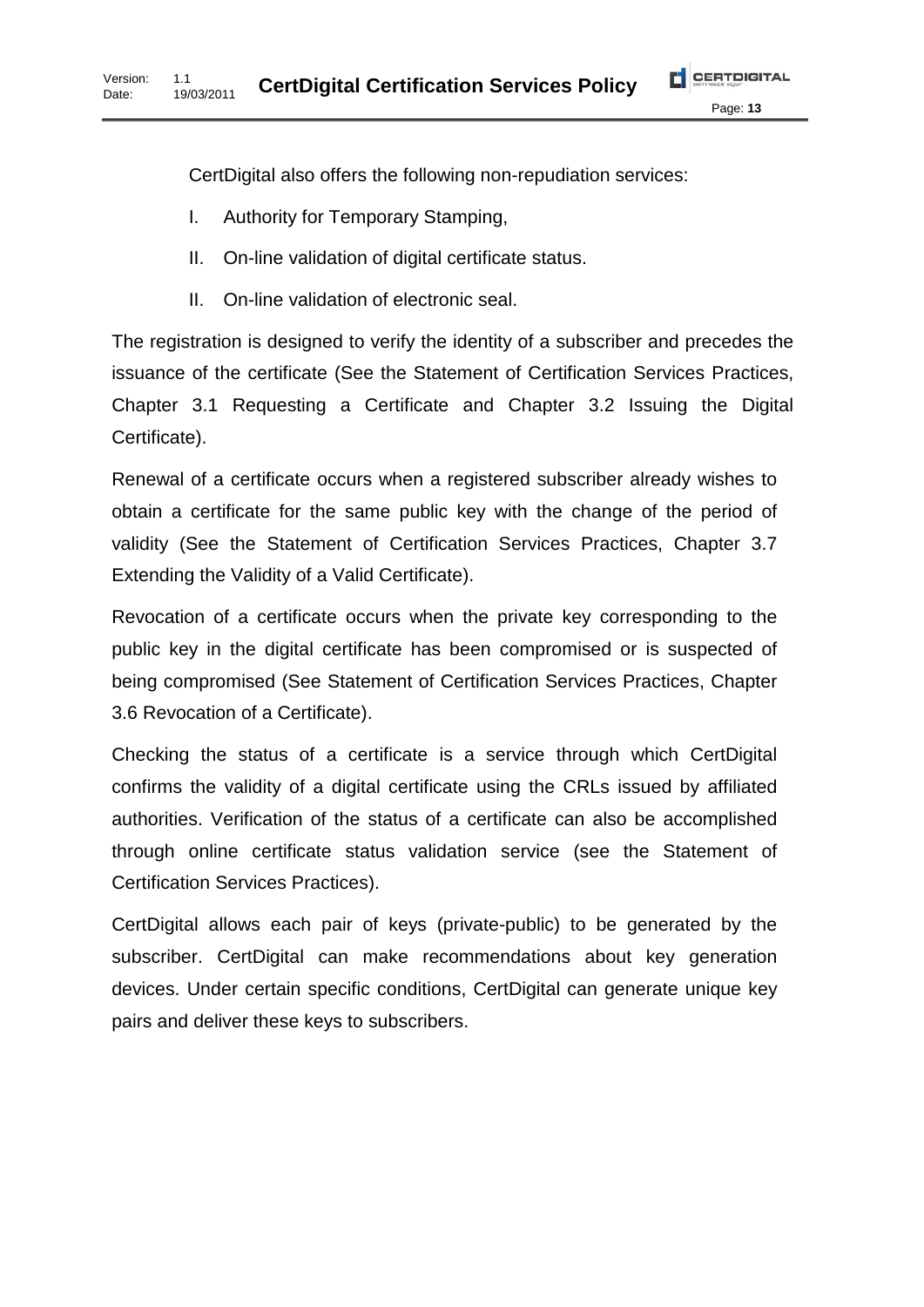CertDigital also offers the following non-repudiation services:

I. Authority for Temporary Stamping,

II. On-line validation of digital certificate status.

II. On-line validation of electronic seal.

The registration is designed to verify the identity of a subscriber and precedes the issuance of the certificate (See the Statement of Certification Services Practices, Chapter 3.1 Requesting a Certificate and Chapter 3.2 Issuing the Digital Certificate).

Renewal of a certificate occurs when a registered subscriber already wishes to obtain a certificate for the same public key with the change of the period of validity (See the Statement of Certification Services Practices, Chapter 3.7 Extending the Validity of a Valid Certificate).

Revocation of a certificate occurs when the private key corresponding to the public key in the digital certificate has been compromised or is suspected of being compromised (See Statement of Certification Services Practices, Chapter 3.6 Revocation of a Certificate).

Checking the status of a certificate is a service through which CertDigital confirms the validity of a digital certificate using the CRLs issued by affiliated authorities. Verification of the status of a certificate can also be accomplished through online certificate status validation service (see the Statement of Certification Services Practices).

CertDigital allows each pair of keys (private-public) to be generated by the subscriber. CertDigital can make recommendations about key generation devices. Under certain specific conditions, CertDigital can generate unique key pairs and deliver these keys to subscribers.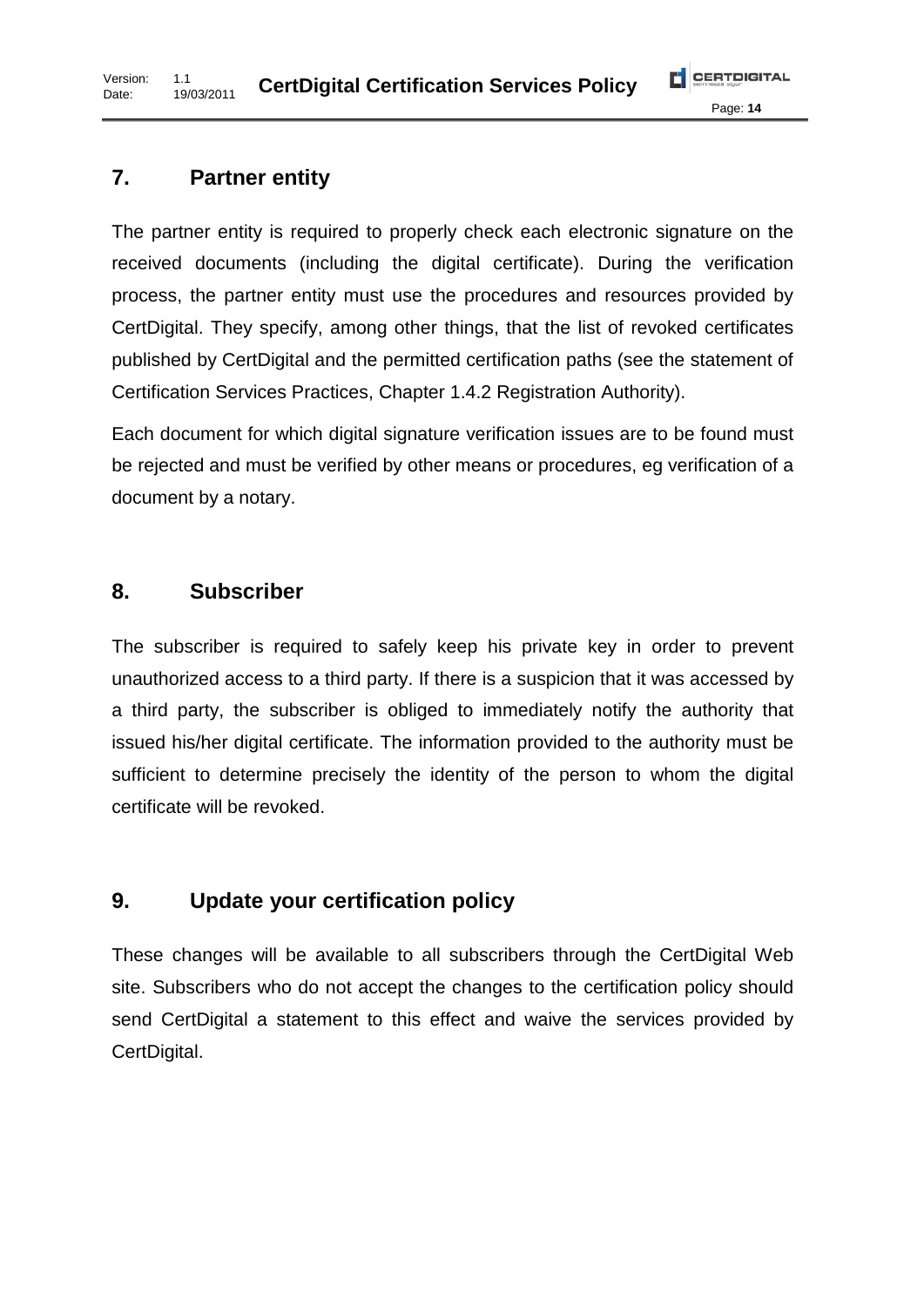## 7. Partner entity

The partner entity is required to properly check each electronic signature on the received documents (including the digital certificate). During the verification process, the partner entity must use the procedures and resources provided by CertDigital. They specify, among other things, that the list of revoked certificates published by CertDigital and the permitted certification paths (see the statement of Certification Services Practices, Chapter 1.4.2 Registration Authority).

Each document for which digital signature verification issues are to be found must be rejected and must be verified by other means or procedures, eg verification of a document by a notary.

## 8. Subscriber

The subscriber is required to safely keep his private key in order to prevent unauthorized access to a third party. If there is a suspicion that it was accessed by a third party, the subscriber is obliged to immediately notify the authority that issued his/her digital certificate. The information provided to the authority must be sufficient to determine precisely the identity of the person to whom the digital certificate will be revoked.

## 9. Update your certification policy

These changes will be available to all subscribers through the CertDigital Web site. Subscribers who do not accept the changes to the certification policy should send CertDigital a statement to this effect and waive the services provided by CertDigital.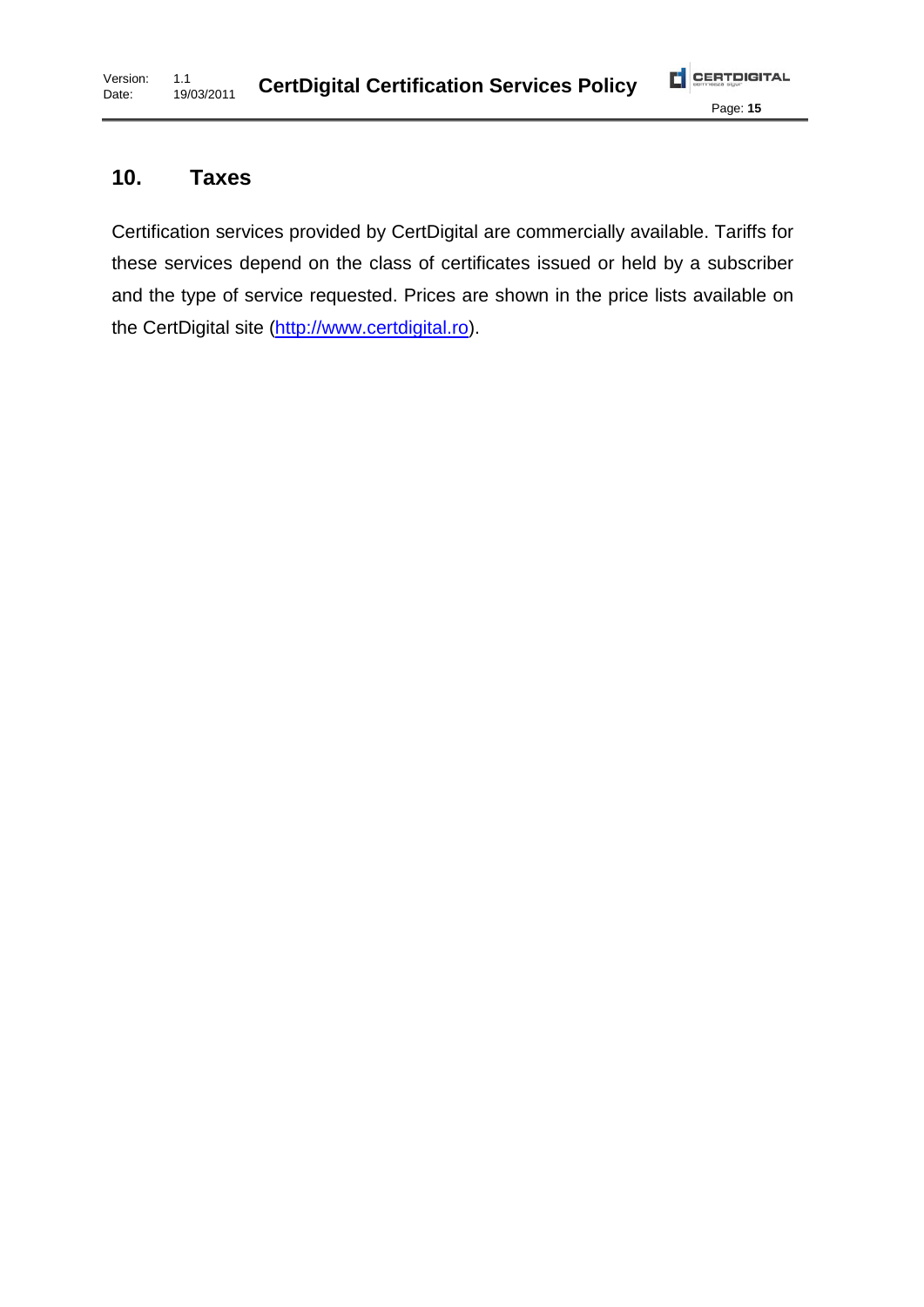## 10. Taxes

Certification services provided by CertDigital are commercially available. Tariffs for these services depend on the class of certificates issued or held by a subscriber and the type of service requested. Prices are shown in the price lists available on the CertDigital site (http://www.certdigital.ro).